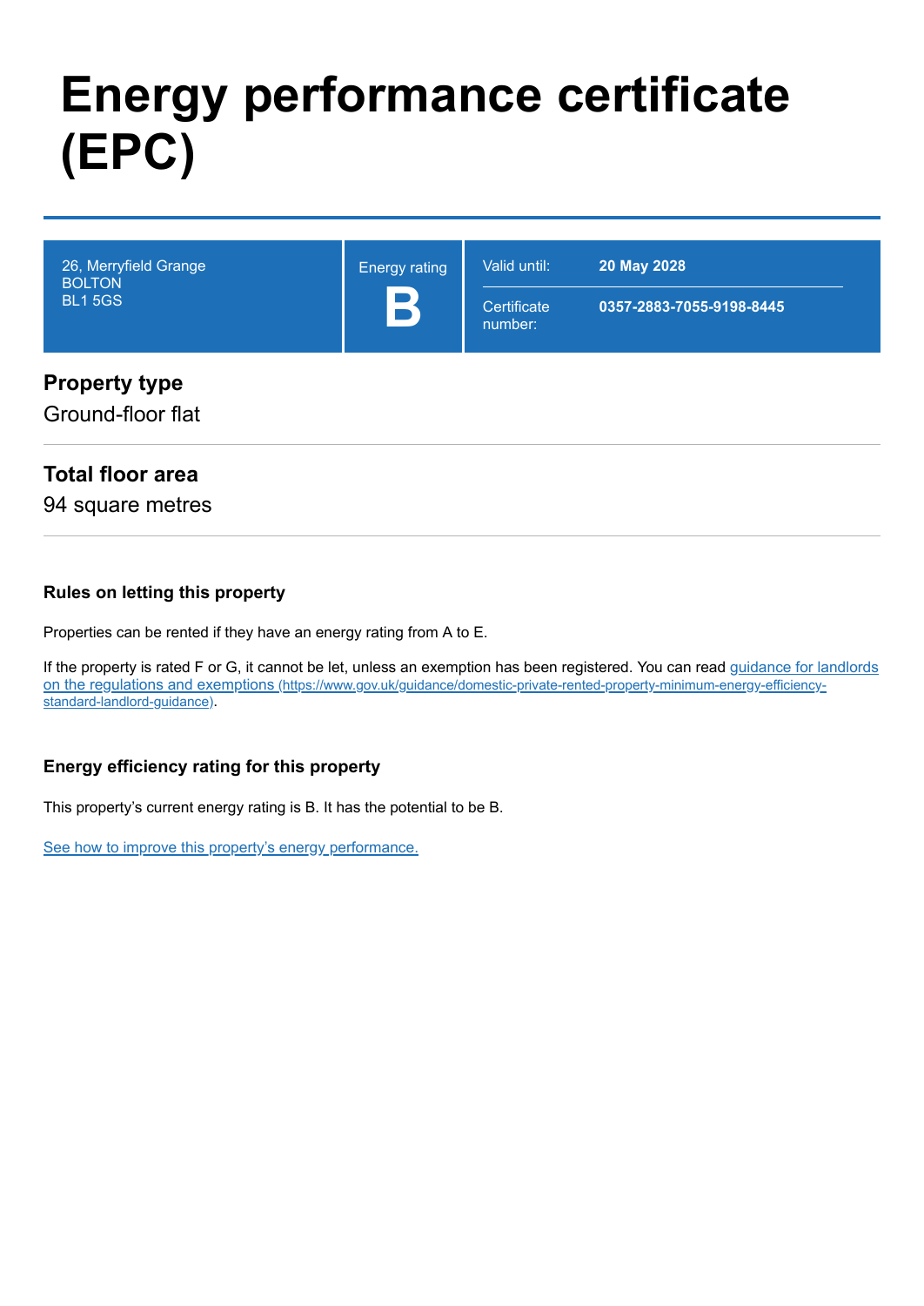# Energy performance certificate (EPC)

| 26, Merryfield Grange<br>BOLTON<br>BL1 5GS | Energy rating<br>**B** | Valid until: | **20 May 2028** |
| --- | --- | --- | --- |
| | | Certificate number: | **0357-2883-7055-9198-8445** |

## Property type

Ground-floor flat

## Total floor area

94 square metres

### Rules on letting this property

Properties can be rented if they have an energy rating from A to E.

If the property is rated F or G, it cannot be let, unless an exemption has been registered. You can read [guidance for landlords on the regulations and exemptions (https://www.gov.uk/guidance/domestic-private-rented-property-minimum-energy-efficiency-standard-landlord-guidance)](https://www.gov.uk/guidance/domestic-private-rented-property-minimum-energy-efficiency-standard-landlord-guidance).

### Energy efficiency rating for this property

This property's current energy rating is B. It has the potential to be B.

See how to improve this property's energy performance.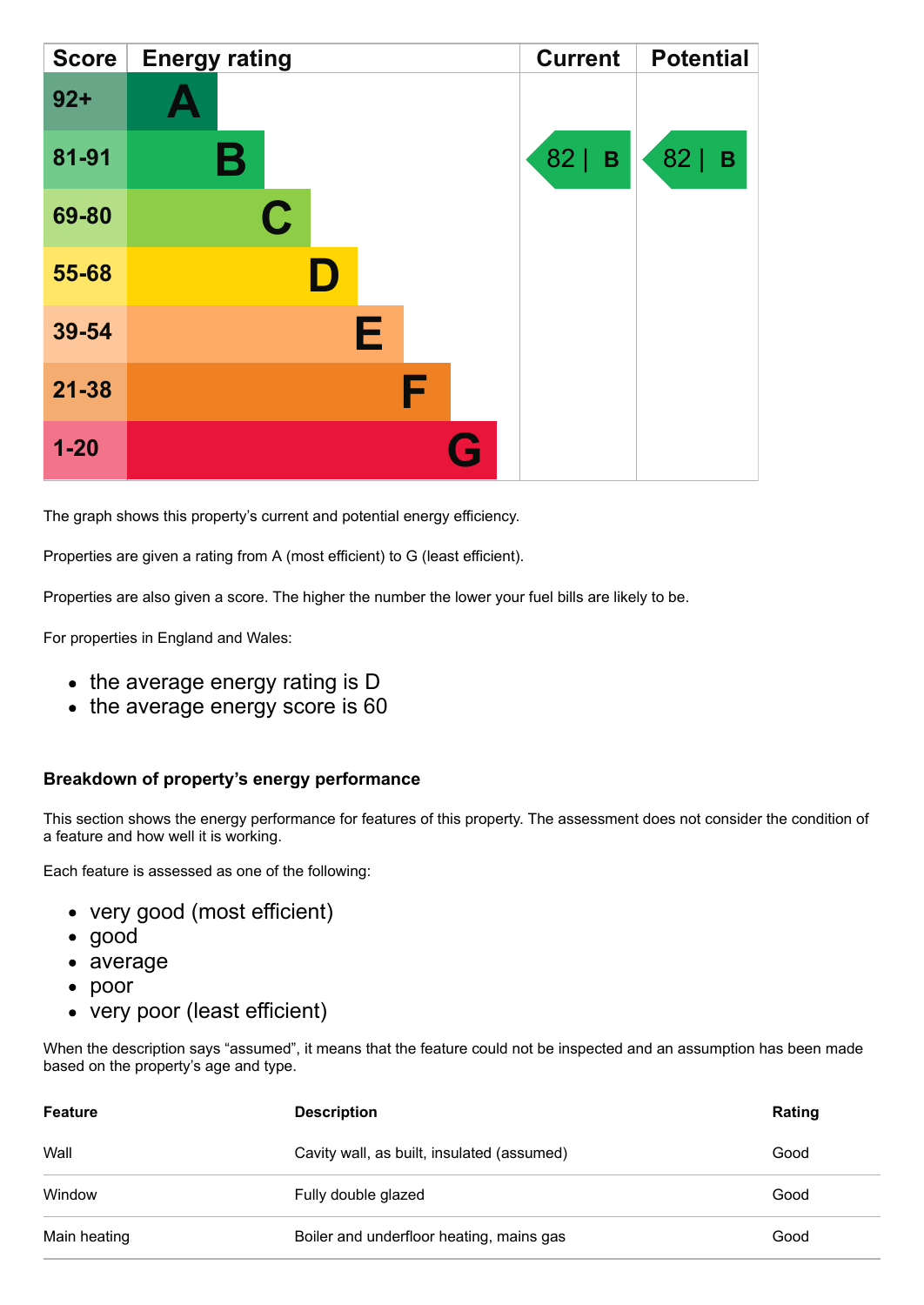| Score | Energy rating | Current | Potential |
|---|---|---|---|
| 92+ | A | | |
| 81-91 | B | 82 \| B | 82 \| B |
| 69-80 | C | | |
| 55-68 | D | | |
| 39-54 | E | | |
| 21-38 | F | | |
| 1-20 | G | | |

The graph shows this property's current and potential energy efficiency.

Properties are given a rating from A (most efficient) to G (least efficient).

Properties are also given a score. The higher the number the lower your fuel bills are likely to be.

For properties in England and Wales:

- the average energy rating is D
- the average energy score is 60

### Breakdown of property's energy performance

This section shows the energy performance for features of this property. The assessment does not consider the condition of a feature and how well it is working.

Each feature is assessed as one of the following:

- very good (most efficient)
- good
- average
- poor
- very poor (least efficient)

When the description says "assumed", it means that the feature could not be inspected and an assumption has been made based on the property's age and type.

| Feature | Description | Rating |
|---|---|---|
| Wall | Cavity wall, as built, insulated (assumed) | Good |
| Window | Fully double glazed | Good |
| Main heating | Boiler and underfloor heating, mains gas | Good |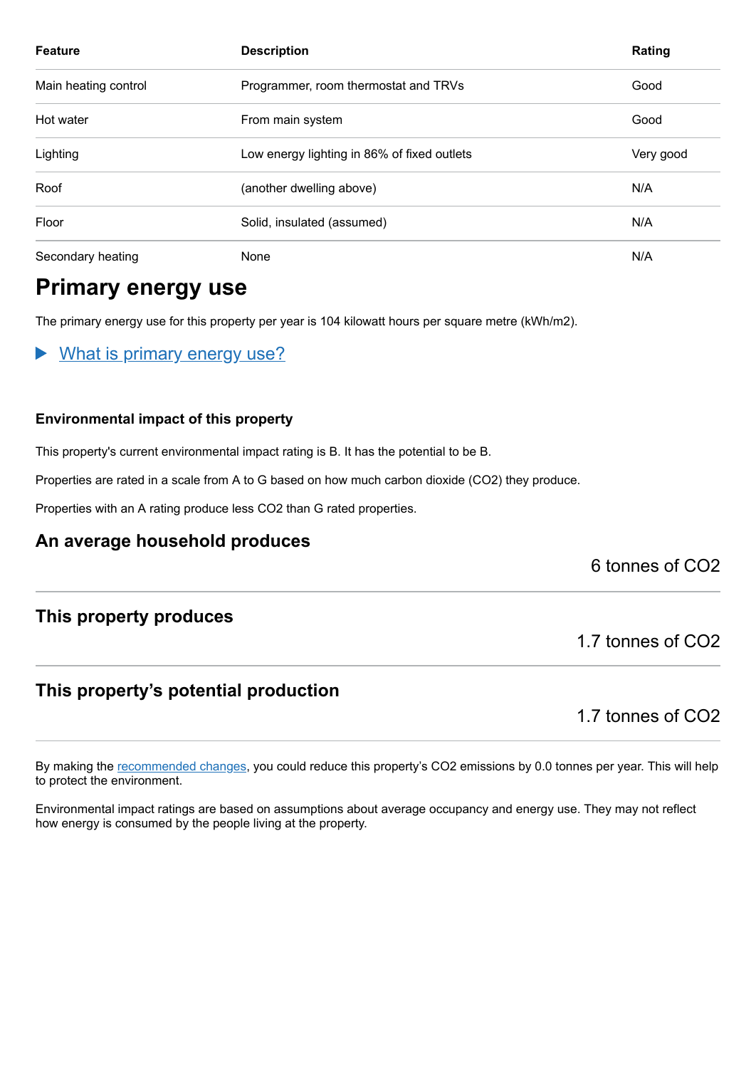| Feature | Description | Rating |
|---|---|---|
| Main heating control | Programmer, room thermostat and TRVs | Good |
| Hot water | From main system | Good |
| Lighting | Low energy lighting in 86% of fixed outlets | Very good |
| Roof | (another dwelling above) | N/A |
| Floor | Solid, insulated (assumed) | N/A |
| Secondary heating | None | N/A |

## Primary energy use

The primary energy use for this property per year is 104 kilowatt hours per square metre (kWh/m2).

▶ What is primary energy use?

#### Environmental impact of this property

This property's current environmental impact rating is B. It has the potential to be B.

Properties are rated in a scale from A to G based on how much carbon dioxide ($CO_2$) they produce.

Properties with an A rating produce less $CO_2$ than G rated properties.

### An average household produces

6 tonnes of $CO_2$

### This property produces

1.7 tonnes of $CO_2$

### This property's potential production

1.7 tonnes of $CO_2$

By making the recommended changes, you could reduce this property's $CO_2$ emissions by 0.0 tonnes per year. This will help to protect the environment.

Environmental impact ratings are based on assumptions about average occupancy and energy use. They may not reflect how energy is consumed by the people living at the property.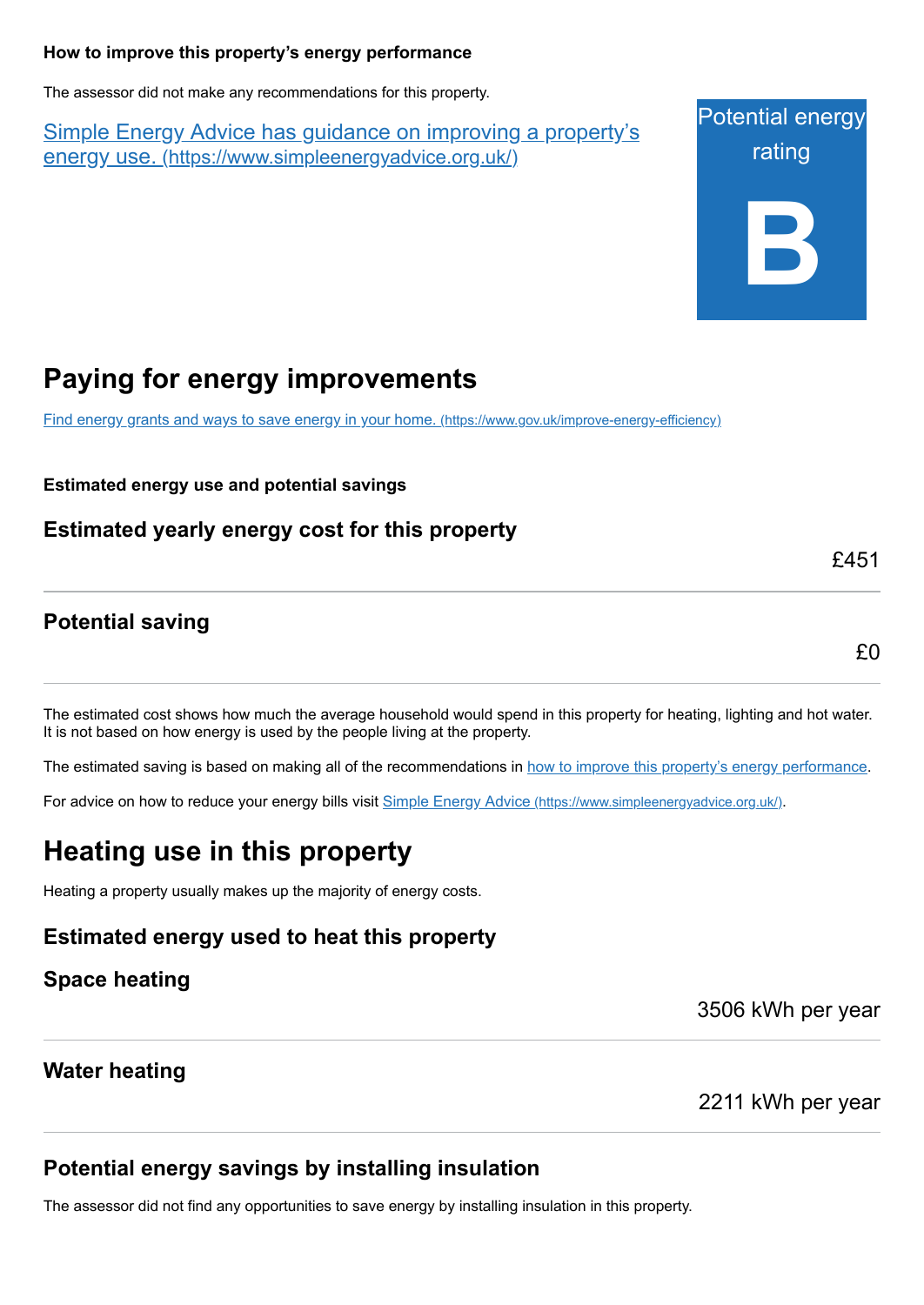### How to improve this property's energy performance

The assessor did not make any recommendations for this property.

[Simple Energy Advice has guidance on improving a property's energy use. (https://www.simpleenergyadvice.org.uk/)](https://www.simpleenergyadvice.org.uk/)

Potential energy rating

**B**

## Paying for energy improvements

[Find energy grants and ways to save energy in your home. (https://www.gov.uk/improve-energy-efficiency)](https://www.gov.uk/improve-energy-efficiency)

### Estimated energy use and potential savings

### Estimated yearly energy cost for this property

£451

### Potential saving

£0

The estimated cost shows how much the average household would spend in this property for heating, lighting and hot water. It is not based on how energy is used by the people living at the property.

The estimated saving is based on making all of the recommendations in how to improve this property's energy performance.

For advice on how to reduce your energy bills visit [Simple Energy Advice (https://www.simpleenergyadvice.org.uk/)](https://www.simpleenergyadvice.org.uk/).

## Heating use in this property

Heating a property usually makes up the majority of energy costs.

### Estimated energy used to heat this property

### Space heating

3506 kWh per year

### Water heating

2211 kWh per year

### Potential energy savings by installing insulation

The assessor did not find any opportunities to save energy by installing insulation in this property.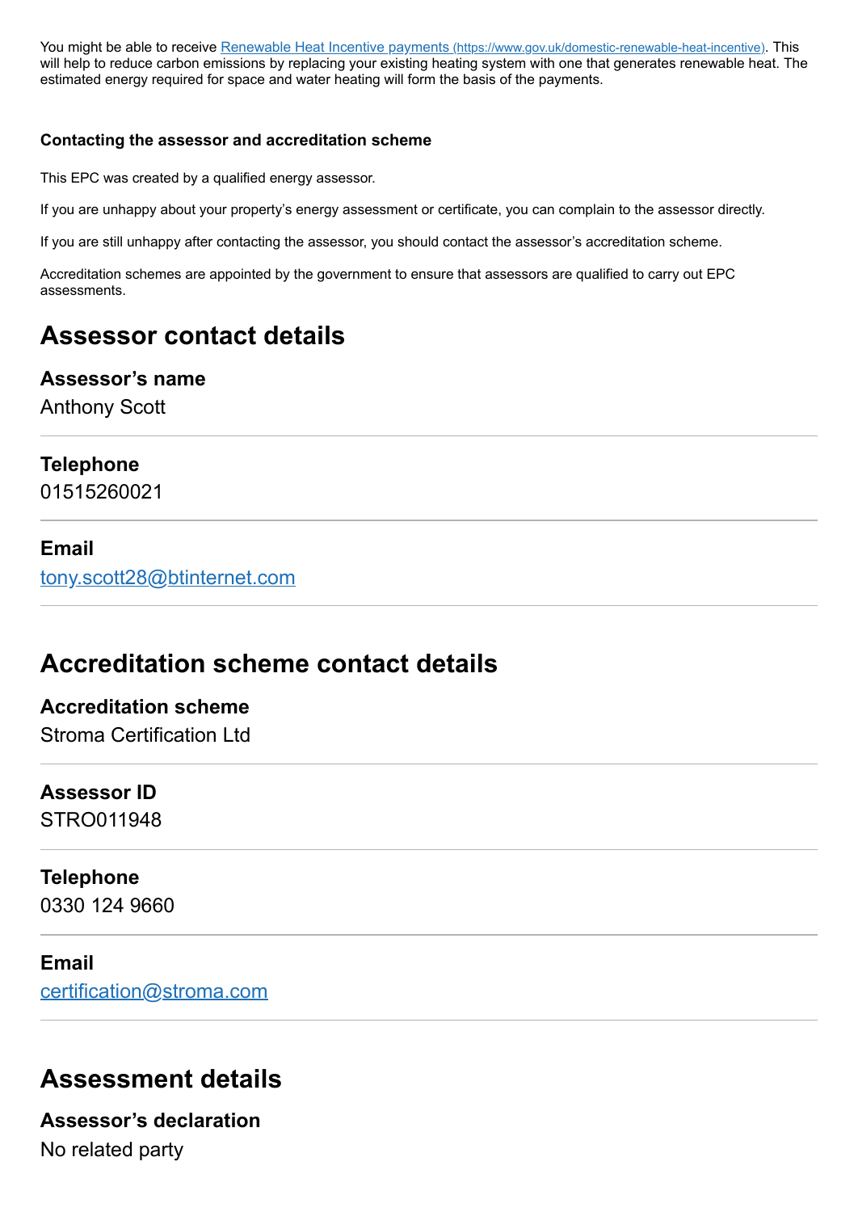You might be able to receive [Renewable Heat Incentive payments (https://www.gov.uk/domestic-renewable-heat-incentive)](https://www.gov.uk/domestic-renewable-heat-incentive). This will help to reduce carbon emissions by replacing your existing heating system with one that generates renewable heat. The estimated energy required for space and water heating will form the basis of the payments.

#### Contacting the assessor and accreditation scheme

This EPC was created by a qualified energy assessor.

If you are unhappy about your property's energy assessment or certificate, you can complain to the assessor directly.

If you are still unhappy after contacting the assessor, you should contact the assessor's accreditation scheme.

Accreditation schemes are appointed by the government to ensure that assessors are qualified to carry out EPC assessments.

## Assessor contact details

### Assessor's name
Anthony Scott

### Telephone
01515260021

### Email
[tony.scott28@btinternet.com](mailto:tony.scott28@btinternet.com)

## Accreditation scheme contact details

### Accreditation scheme
Stroma Certification Ltd

### Assessor ID
STRO011948

### Telephone
0330 124 9660

### Email
[certification@stroma.com](mailto:certification@stroma.com)

## Assessment details

### Assessor's declaration
No related party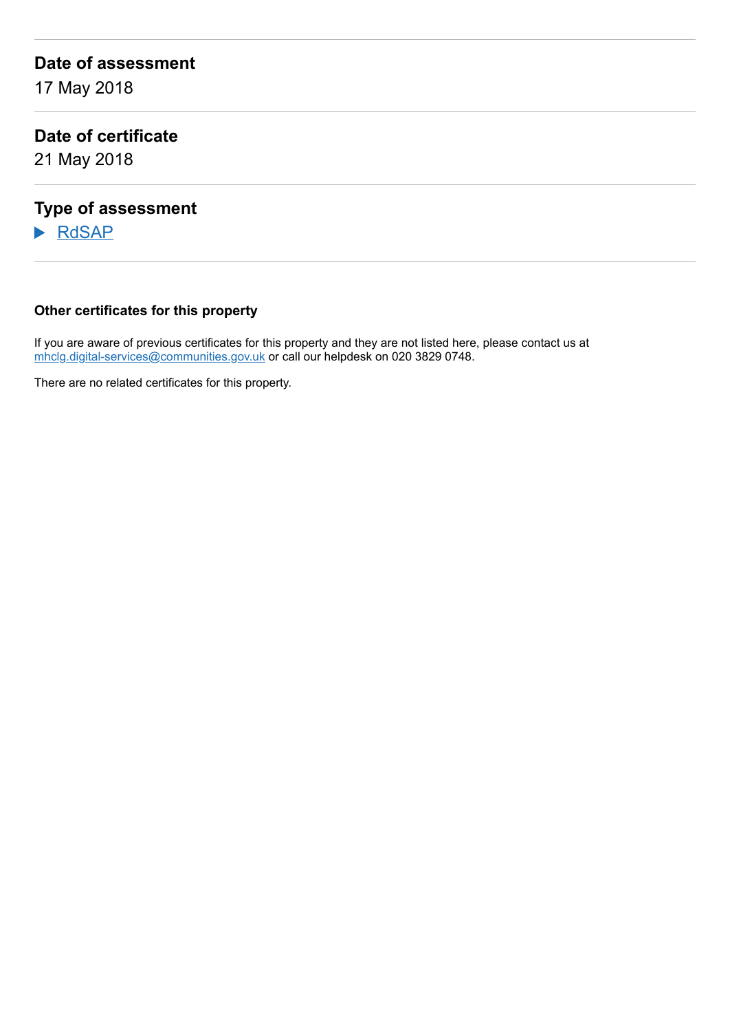**Date of assessment**

17 May 2018

**Date of certificate**

21 May 2018

**Type of assessment**

▶ RdSAP

### Other certificates for this property

If you are aware of previous certificates for this property and they are not listed here, please contact us at mhclg.digital-services@communities.gov.uk or call our helpdesk on 020 3829 0748.

There are no related certificates for this property.